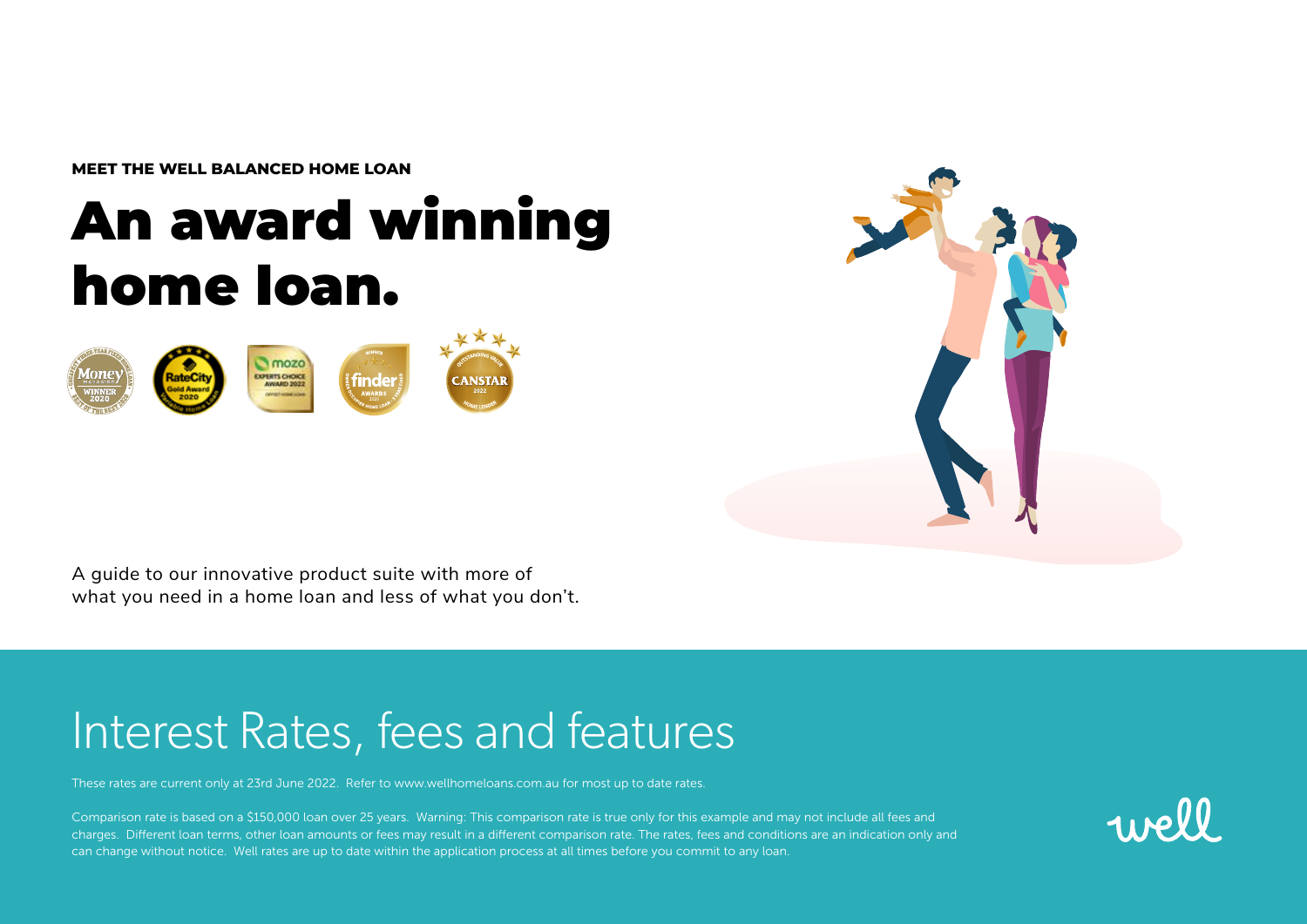**MEET THE WELL BALANCED HOME LOAN**

# An award winning home loan.

A guide to our innovative product suite with more of what you need in a home loan and less of what you don't.

## Interest Rates, fees and features

These rates are current only at 23rd June 2022. Refer to www.wellhomeloans.com.au for most up to date rates.

Comparison rate is based on a $150,000 loan over 25 years. Warning: This comparison rate is true only for this example and may not include all fees and charges. Different loan terms, other loan amounts or fees may result in a different comparison rate. The rates, fees and conditions are an indication only and can change without notice. Well rates are up to date within the application process at all times before you commit to any loan.

well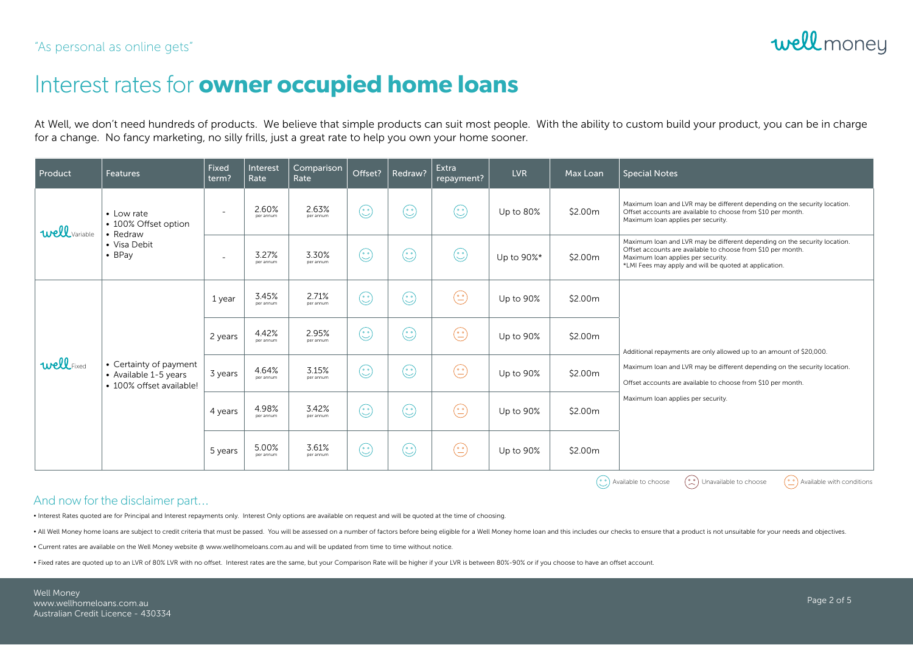"As personal as online gets"

# Interest rates for **owner occupied home loans**

At Well, we don't need hundreds of products. We believe that simple products can suit most people. With the ability to custom build your product, you can be in charge for a change. No fancy marketing, no silly frills, just a great rate to help you own your home sooner.

| Product | Features | Fixed term? | Interest Rate | Comparison Rate | Offset? | Redraw? | Extra repayment? | LVR | Max Loan | Special Notes |
|---|---|---|---|---|---|---|---|---|---|---|
| well Variable | • Low rate<br>• 100% Offset option<br>• Redraw<br>• Visa Debit<br>• BPay | - | 2.60% per annum | 2.63% per annum | Available to choose | Available to choose | Available to choose | Up to 80% | $2.00m | Maximum loan and LVR may be different depending on the security location. Offset accounts are available to choose from $10 per month. Maximum loan applies per security. |
| | | - | 3.27% per annum | 3.30% per annum | Available to choose | Available to choose | Available to choose | Up to 90%* | $2.00m | Maximum loan and LVR may be different depending on the security location. Offset accounts are available to choose from $10 per month. Maximum loan applies per security. *LMI Fees may apply and will be quoted at application. |
| well Fixed | • Certainty of payment<br>• Available 1-5 years<br>• 100% offset available! | 1 year | 3.45% per annum | 2.71% per annum | Available to choose | Available to choose | Available with conditions | Up to 90% | $2.00m | Additional repayments are only allowed up to an amount of $20,000. Maximum loan and LVR may be different depending on the security location. Offset accounts are available to choose from $10 per month. Maximum loan applies per security. |
| | | 2 years | 4.42% per annum | 2.95% per annum | Available to choose | Available to choose | Available with conditions | Up to 90% | $2.00m | |
| | | 3 years | 4.64% per annum | 3.15% per annum | Available to choose | Available to choose | Available with conditions | Up to 90% | $2.00m | |
| | | 4 years | 4.98% per annum | 3.42% per annum | Available to choose | Available to choose | Available with conditions | Up to 90% | $2.00m | |
| | | 5 years | 5.00% per annum | 3.61% per annum | Available to choose | Available to choose | Available with conditions | Up to 90% | $2.00m | |

Available to choose | Unavailable to choose | Available with conditions

## And now for the disclaimer part…

- Interest Rates quoted are for Principal and Interest repayments only. Interest Only options are available on request and will be quoted at the time of choosing.
- All Well Money home loans are subject to credit criteria that must be passed. You will be assessed on a number of factors before being eligible for a Well Money home loan and this includes our checks to ensure that a product is not unsuitable for your needs and objectives.
- Current rates are available on the Well Money website @ www.wellhomeloans.com.au and will be updated from time to time without notice.
- Fixed rates are quoted up to an LVR of 80% LVR with no offset. Interest rates are the same, but your Comparison Rate will be higher if your LVR is between 80%-90% or if you choose to have an offset account.

Well Money
www.wellhomeloans.com.au
Australian Credit Licence - 430334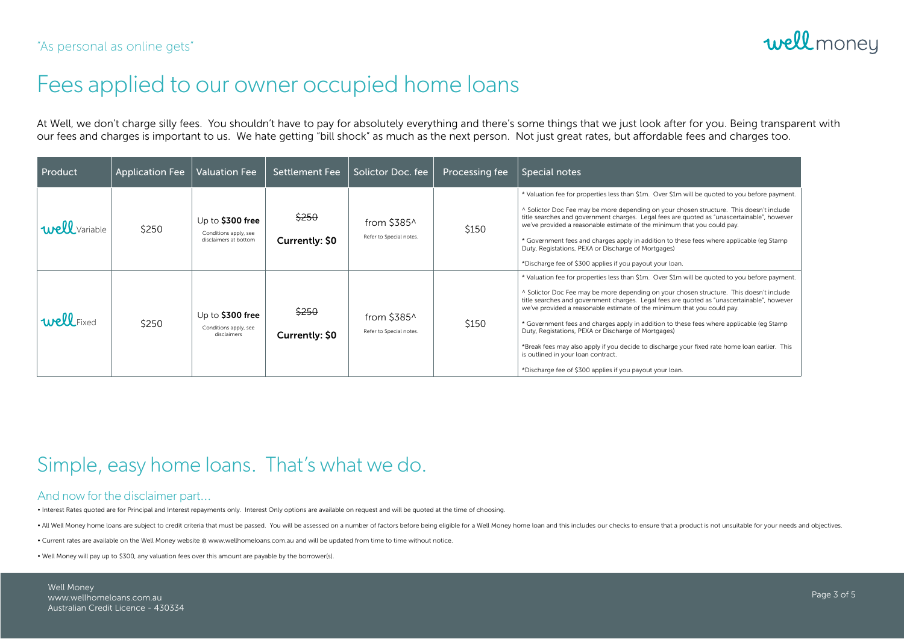"As personal as online gets"

# Fees applied to our owner occupied home loans

At Well, we don't charge silly fees. You shouldn't have to pay for absolutely everything and there's some things that we just look after for you. Being transparent with our fees and charges is important to us. We hate getting "bill shock" as much as the next person. Not just great rates, but affordable fees and charges too.

| Product | Application Fee | Valuation Fee | Settlement Fee | Solictor Doc. fee | Processing fee | Special notes |
|---|---|---|---|---|---|---|
| well Variable | $250 | Up to **$300 free** Conditions apply, see disclaimers at bottom | ~~$250~~ **Currently: $0** | from $385^ Refer to Special notes. | $150 | * Valuation fee for properties less than $1m. Over $1m will be quoted to you before payment.<br><br>^ Solictor Doc Fee may be more depending on your chosen structure. This doesn't include title searches and government charges. Legal fees are quoted as "unascertainable", however we've provided a reasonable estimate of the minimum that you could pay.<br><br>* Government fees and charges apply in addition to these fees where applicable (eg Stamp Duty, Registations, PEXA or Discharge of Mortgages)<br><br>*Discharge fee of $300 applies if you payout your loan. |
| well Fixed | $250 | Up to **$300 free** Conditions apply, see disclaimers | ~~$250~~ **Currently: $0** | from $385^ Refer to Special notes. | $150 | * Valuation fee for properties less than $1m. Over $1m will be quoted to you before payment.<br><br>^ Solictor Doc Fee may be more depending on your chosen structure. This doesn't include title searches and government charges. Legal fees are quoted as "unascertainable", however we've provided a reasonable estimate of the minimum that you could pay.<br><br>* Government fees and charges apply in addition to these fees where applicable (eg Stamp Duty, Registations, PEXA or Discharge of Mortgages)<br><br>*Break fees may also apply if you decide to discharge your fixed rate home loan earlier. This is outlined in your loan contract.<br><br>*Discharge fee of $300 applies if you payout your loan. |

# Simple, easy home loans. That's what we do.

## And now for the disclaimer part...

- Interest Rates quoted are for Principal and Interest repayments only. Interest Only options are available on request and will be quoted at the time of choosing.
- All Well Money home loans are subject to credit criteria that must be passed. You will be assessed on a number of factors before being eligible for a Well Money home loan and this includes our checks to ensure that a product is not unsuitable for your needs and objectives.
- Current rates are available on the Well Money website @ www.wellhomeloans.com.au and will be updated from time to time without notice.
- Well Money will pay up to $300, any valuation fees over this amount are payable by the borrower(s).

Well Money
www.wellhomeloans.com.au
Australian Credit Licence - 430334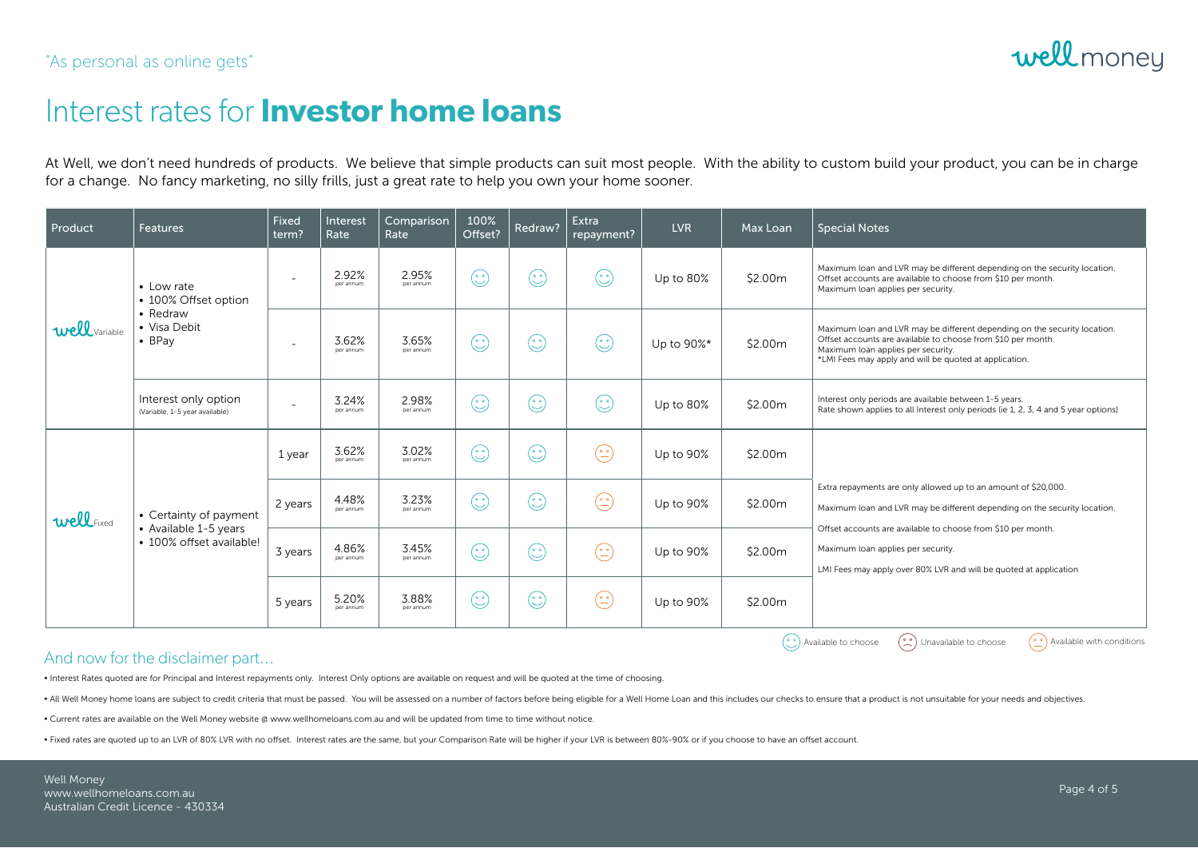"As personal as online gets"

well money

# Interest rates for **Investor home loans**

At Well, we don't need hundreds of products. We believe that simple products can suit most people. With the ability to custom build your product, you can be in charge for a change. No fancy marketing, no silly frills, just a great rate to help you own your home sooner.

| Product | Features | Fixed term? | Interest Rate | Comparison Rate | 100% Offset? | Redraw? | Extra repayment? | LVR | Max Loan | Special Notes |
|---|---|---|---|---|---|---|---|---|---|---|
| well Variable | • Low rate<br>• 100% Offset option<br>• Redraw<br>• Visa Debit<br>• BPay | - | 2.92% per annum | 2.95% per annum | Available to choose | Available to choose | Available to choose | Up to 80% | $2.00m | Maximum loan and LVR may be different depending on the security location. Offset accounts are available to choose from $10 per month. Maximum loan applies per security. |
| | | - | 3.62% per annum | 3.65% per annum | Available to choose | Available to choose | Available to choose | Up to 90%* | $2.00m | Maximum loan and LVR may be different depending on the security location. Offset accounts are available to choose from $10 per month. Maximum loan applies per security. *LMI Fees may apply and will be quoted at application. |
| | Interest only option (Variable, 1-5 year available) | - | 3.24% per annum | 2.98% per annum | Available to choose | Available to choose | Available to choose | Up to 80% | $2.00m | Interest only periods are available between 1-5 years. Rate shown applies to all Interest only periods (ie 1, 2, 3, 4 and 5 year options) |
| well Fixed | • Certainty of payment<br>• Available 1-5 years<br>• 100% offset available! | 1 year | 3.62% per annum | 3.02% per annum | Available to choose | Available to choose | Available with conditions | Up to 90% | $2.00m | Extra repayments are only allowed up to an amount of $20,000.<br>Maximum loan and LVR may be different depending on the security location.<br>Offset accounts are available to choose from $10 per month.<br>Maximum loan applies per security.<br>LMI Fees may apply over 80% LVR and will be quoted at application |
| | | 2 years | 4.48% per annum | 3.23% per annum | Available to choose | Available to choose | Available with conditions | Up to 90% | $2.00m | |
| | | 3 years | 4.86% per annum | 3.45% per annum | Available to choose | Available to choose | Available with conditions | Up to 90% | $2.00m | |
| | | 5 years | 5.20% per annum | 3.88% per annum | Available to choose | Available to choose | Available with conditions | Up to 90% | $2.00m | |

Legend: Available to choose | Unavailable to choose | Available with conditions

## And now for the disclaimer part…

- Interest Rates quoted are for Principal and Interest repayments only. Interest Only options are available on request and will be quoted at the time of choosing.
- All Well Money home loans are subject to credit criteria that must be passed. You will be assessed on a number of factors before being eligible for a Well Home Loan and this includes our checks to ensure that a product is not unsuitable for your needs and objectives.
- Current rates are available on the Well Money website @ www.wellhomeloans.com.au and will be updated from time to time without notice.
- Fixed rates are quoted up to an LVR of 80% LVR with no offset. Interest rates are the same, but your Comparison Rate will be higher if your LVR is between 80%-90% or if you choose to have an offset account.

Well Money
www.wellhomeloans.com.au
Australian Credit Licence - 430334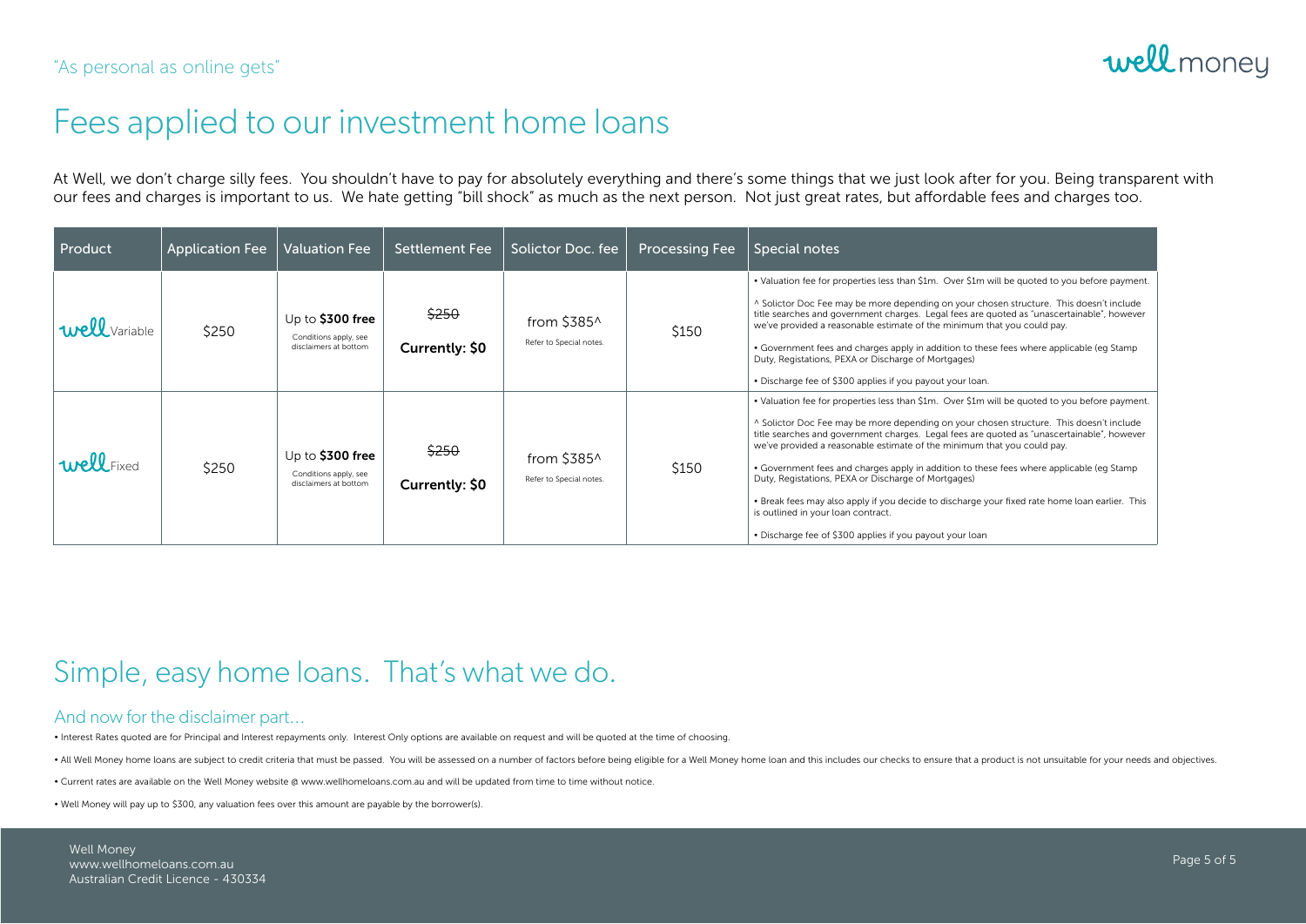"As personal as online gets"

# Fees applied to our investment home loans

At Well, we don't charge silly fees. You shouldn't have to pay for absolutely everything and there's some things that we just look after for you. Being transparent with our fees and charges is important to us. We hate getting "bill shock" as much as the next person. Not just great rates, but affordable fees and charges too.

| Product | Application Fee | Valuation Fee | Settlement Fee | Solictor Doc. fee | Processing Fee | Special notes |
|---|---|---|---|---|---|---|
| well Variable | $250 | Up to **$300 free** Conditions apply, see disclaimers at bottom | ~~$250~~ **Currently: $0** | from $385^ Refer to Special notes. | $150 | • Valuation fee for properties less than $1m. Over $1m will be quoted to you before payment. ^ Solictor Doc Fee may be more depending on your chosen structure. This doesn't include title searches and government charges. Legal fees are quoted as "unascertainable", however we've provided a reasonable estimate of the minimum that you could pay. • Government fees and charges apply in addition to these fees where applicable (eg Stamp Duty, Registations, PEXA or Discharge of Mortgages) • Discharge fee of $300 applies if you payout your loan. |
| well Fixed | $250 | Up to **$300 free** Conditions apply, see disclaimers at bottom | ~~$250~~ **Currently: $0** | from $385^ Refer to Special notes. | $150 | • Valuation fee for properties less than $1m. Over $1m will be quoted to you before payment. ^ Solictor Doc Fee may be more depending on your chosen structure. This doesn't include title searches and government charges. Legal fees are quoted as "unascertainable", however we've provided a reasonable estimate of the minimum that you could pay. • Government fees and charges apply in addition to these fees where applicable (eg Stamp Duty, Registations, PEXA or Discharge of Mortgages) • Break fees may also apply if you decide to discharge your fixed rate home loan earlier. This is outlined in your loan contract. • Discharge fee of $300 applies if you payout your loan |

# Simple, easy home loans. That's what we do.

## And now for the disclaimer part...

• Interest Rates quoted are for Principal and Interest repayments only. Interest Only options are available on request and will be quoted at the time of choosing.

• All Well Money home loans are subject to credit criteria that must be passed. You will be assessed on a number of factors before being eligible for a Well Money home loan and this includes our checks to ensure that a product is not unsuitable for your needs and objectives.

• Current rates are available on the Well Money website @ www.wellhomeloans.com.au and will be updated from time to time without notice.

• Well Money will pay up to $300, any valuation fees over this amount are payable by the borrower(s).

Well Money
www.wellhomeloans.com.au
Australian Credit Licence - 430334